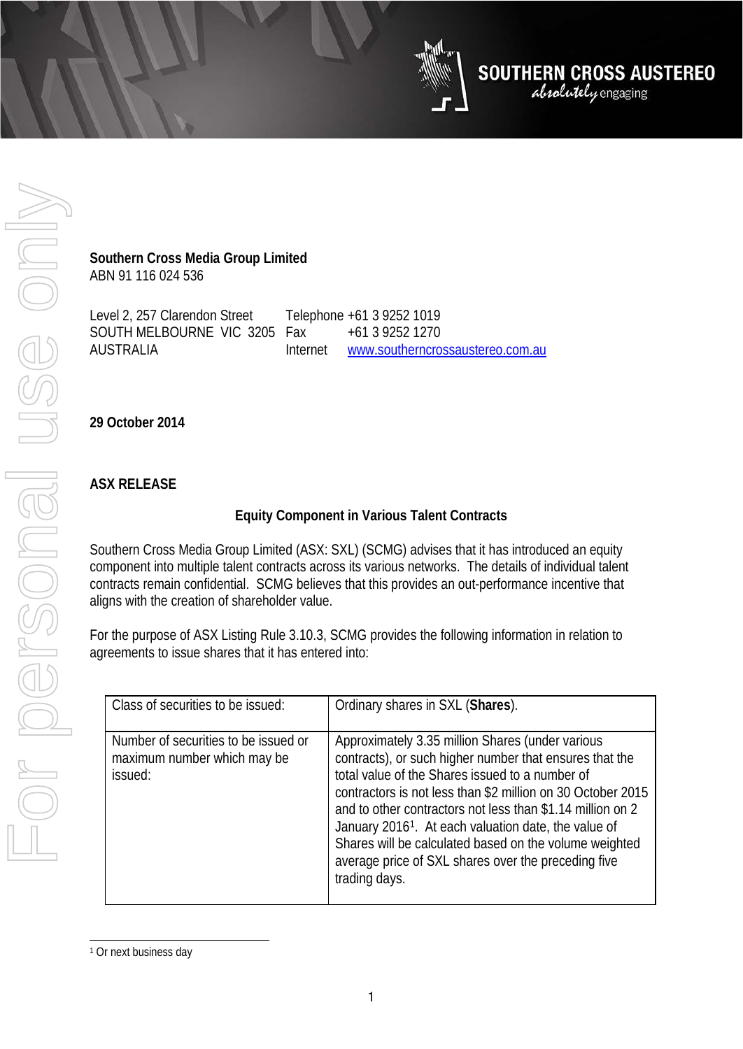**Southern Cross Media Group Limited**
ABN 91 116 024 536

Level 2, 257 Clarendon Street
SOUTH MELBOURNE VIC 3205
AUSTRALIA

Telephone +61 3 9252 1019
Fax +61 3 9252 1270
Internet www.southerncrossaustereo.com.au

**29 October 2014**

**ASX RELEASE**

**Equity Component in Various Talent Contracts**

Southern Cross Media Group Limited (ASX: SXL) (SCMG) advises that it has introduced an equity component into multiple talent contracts across its various networks. The details of individual talent contracts remain confidential. SCMG believes that this provides an out-performance incentive that aligns with the creation of shareholder value.

For the purpose of ASX Listing Rule 3.10.3, SCMG provides the following information in relation to agreements to issue shares that it has entered into:

| Class of securities to be issued: | Ordinary shares in SXL (**Shares**). |
|---|---|
| Number of securities to be issued or maximum number which may be issued: | Approximately 3.35 million Shares (under various contracts), or such higher number that ensures that the total value of the Shares issued to a number of contractors is not less than $2 million on 30 October 2015 and to other contractors not less than $1.14 million on 2 January 2016[1]. At each valuation date, the value of Shares will be calculated based on the volume weighted average price of SXL shares over the preceding five trading days. |

[1] Or next business day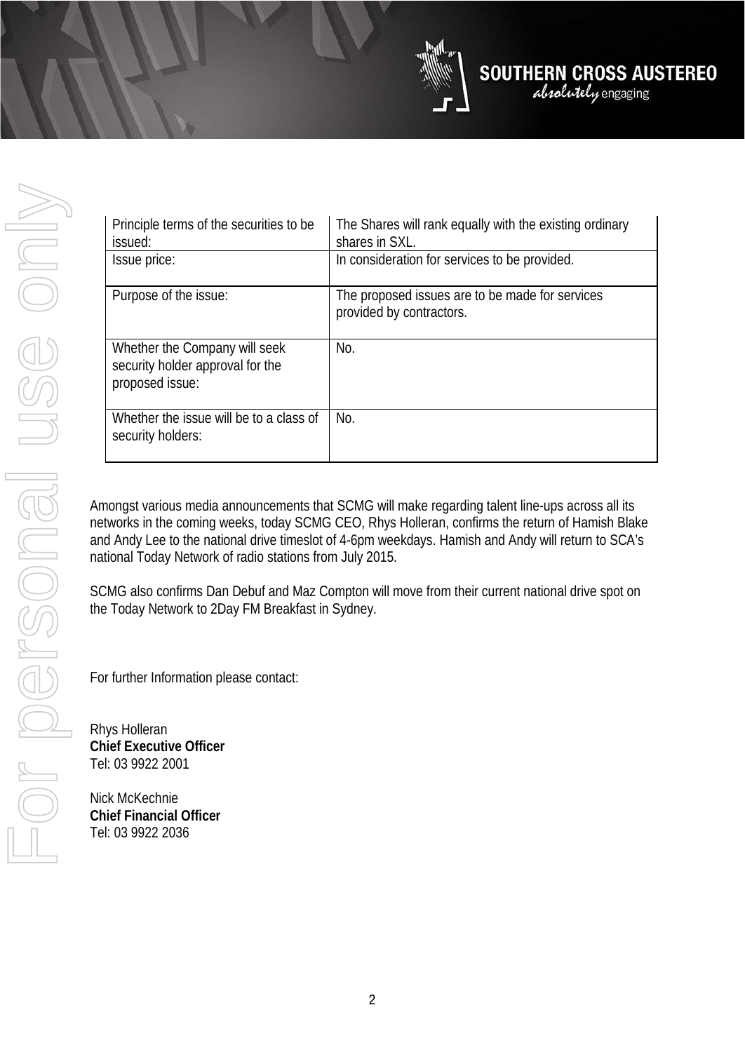| | |
|---|---|
| Principle terms of the securities to be issued: | The Shares will rank equally with the existing ordinary shares in SXL. |
| Issue price: | In consideration for services to be provided. |
| Purpose of the issue: | The proposed issues are to be made for services provided by contractors. |
| Whether the Company will seek security holder approval for the proposed issue: | No. |
| Whether the issue will be to a class of security holders: | No. |

Amongst various media announcements that SCMG will make regarding talent line-ups across all its networks in the coming weeks, today SCMG CEO, Rhys Holleran, confirms the return of Hamish Blake and Andy Lee to the national drive timeslot of 4-6pm weekdays. Hamish and Andy will return to SCA's national Today Network of radio stations from July 2015.

SCMG also confirms Dan Debuf and Maz Compton will move from their current national drive spot on the Today Network to 2Day FM Breakfast in Sydney.

For further Information please contact:

Rhys Holleran
**Chief Executive Officer**
Tel: 03 9922 2001

Nick McKechnie
**Chief Financial Officer**
Tel: 03 9922 2036